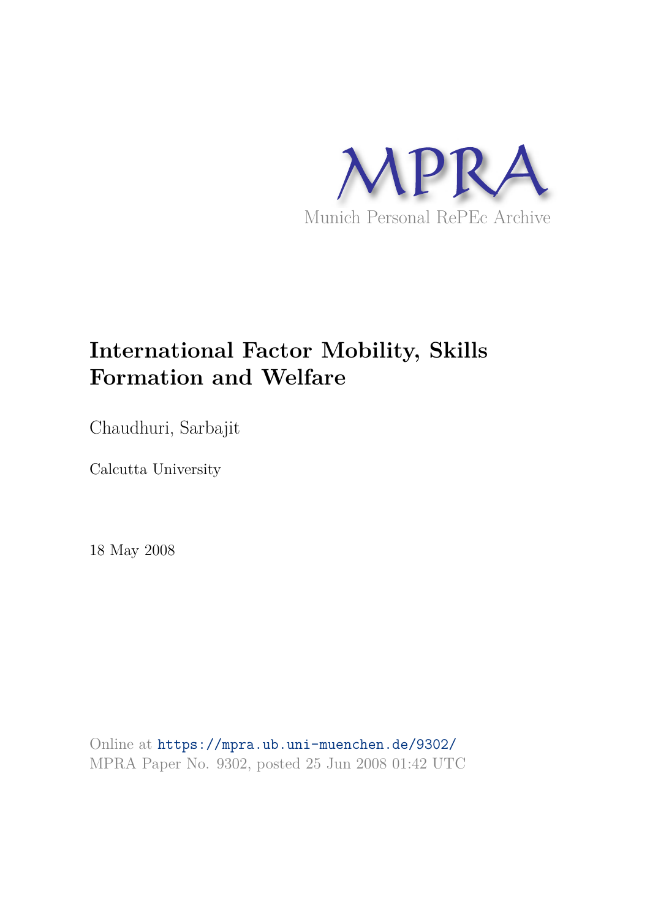MPRA

Munich Personal RePEc Archive

# International Factor Mobility, Skills Formation and Welfare

Chaudhuri, Sarbajit

Calcutta University

18 May 2008

Online at https://mpra.ub.uni-muenchen.de/9302/
MPRA Paper No. 9302, posted 25 Jun 2008 01:42 UTC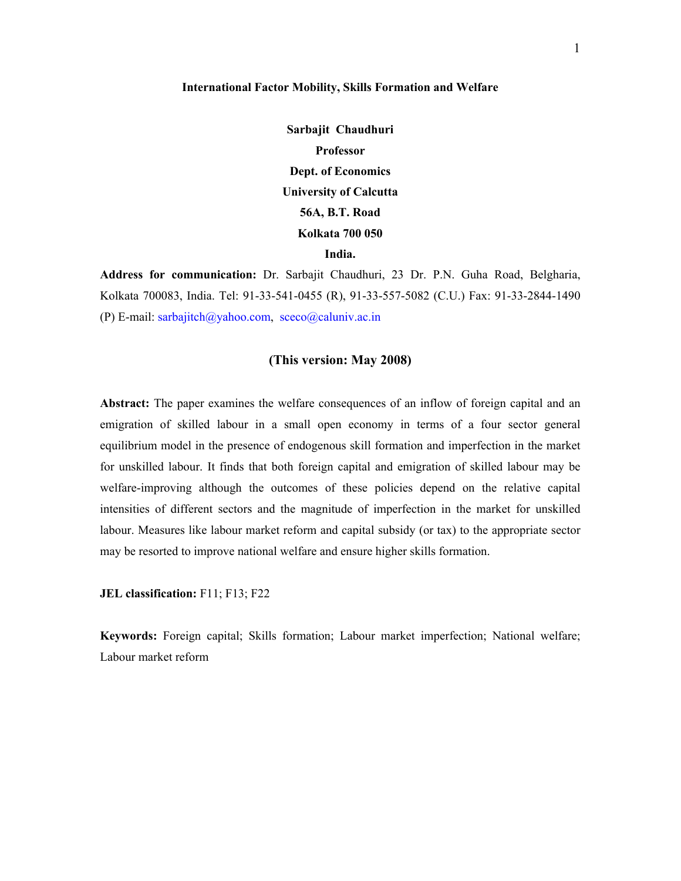**International Factor Mobility, Skills Formation and Welfare**

**Sarbajit Chaudhuri**

**Professor**

**Dept. of Economics**

**University of Calcutta**

**56A, B.T. Road**

**Kolkata 700 050**

**India.**

**Address for communication:** Dr. Sarbajit Chaudhuri, 23 Dr. P.N. Guha Road, Belgharia, Kolkata 700083, India. Tel: 91-33-541-0455 (R), 91-33-557-5082 (C.U.) Fax: 91-33-2844-1490 (P) E-mail: sarbajitch@yahoo.com, sceco@caluniv.ac.in

**(This version: May 2008)**

**Abstract:** The paper examines the welfare consequences of an inflow of foreign capital and an emigration of skilled labour in a small open economy in terms of a four sector general equilibrium model in the presence of endogenous skill formation and imperfection in the market for unskilled labour. It finds that both foreign capital and emigration of skilled labour may be welfare-improving although the outcomes of these policies depend on the relative capital intensities of different sectors and the magnitude of imperfection in the market for unskilled labour. Measures like labour market reform and capital subsidy (or tax) to the appropriate sector may be resorted to improve national welfare and ensure higher skills formation.

**JEL classification:** F11; F13; F22

**Keywords:** Foreign capital; Skills formation; Labour market imperfection; National welfare; Labour market reform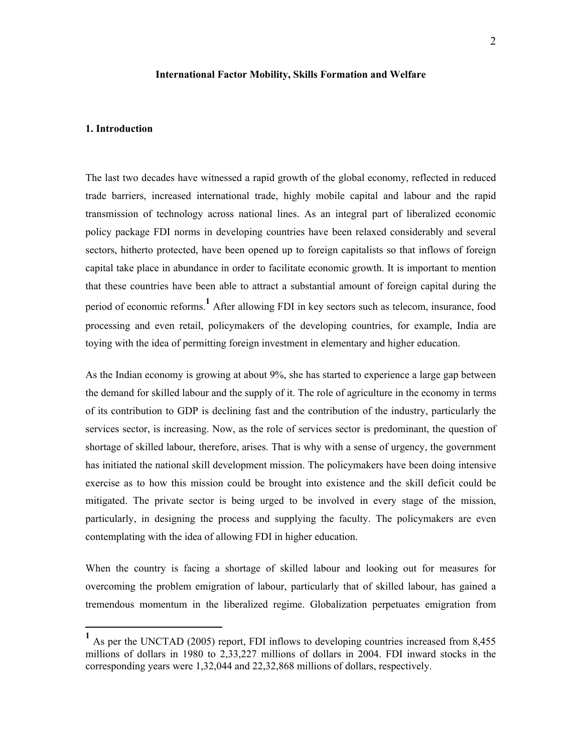**International Factor Mobility, Skills Formation and Welfare**

## 1. Introduction

The last two decades have witnessed a rapid growth of the global economy, reflected in reduced trade barriers, increased international trade, highly mobile capital and labour and the rapid transmission of technology across national lines. As an integral part of liberalized economic policy package FDI norms in developing countries have been relaxed considerably and several sectors, hitherto protected, have been opened up to foreign capitalists so that inflows of foreign capital take place in abundance in order to facilitate economic growth. It is important to mention that these countries have been able to attract a substantial amount of foreign capital during the period of economic reforms.[1] After allowing FDI in key sectors such as telecom, insurance, food processing and even retail, policymakers of the developing countries, for example, India are toying with the idea of permitting foreign investment in elementary and higher education.

As the Indian economy is growing at about 9%, she has started to experience a large gap between the demand for skilled labour and the supply of it. The role of agriculture in the economy in terms of its contribution to GDP is declining fast and the contribution of the industry, particularly the services sector, is increasing. Now, as the role of services sector is predominant, the question of shortage of skilled labour, therefore, arises. That is why with a sense of urgency, the government has initiated the national skill development mission. The policymakers have been doing intensive exercise as to how this mission could be brought into existence and the skill deficit could be mitigated. The private sector is being urged to be involved in every stage of the mission, particularly, in designing the process and supplying the faculty. The policymakers are even contemplating with the idea of allowing FDI in higher education.

When the country is facing a shortage of skilled labour and looking out for measures for overcoming the problem emigration of labour, particularly that of skilled labour, has gained a tremendous momentum in the liberalized regime. Globalization perpetuates emigration from

[1] As per the UNCTAD (2005) report, FDI inflows to developing countries increased from 8,455 millions of dollars in 1980 to 2,33,227 millions of dollars in 2004. FDI inward stocks in the corresponding years were 1,32,044 and 22,32,868 millions of dollars, respectively.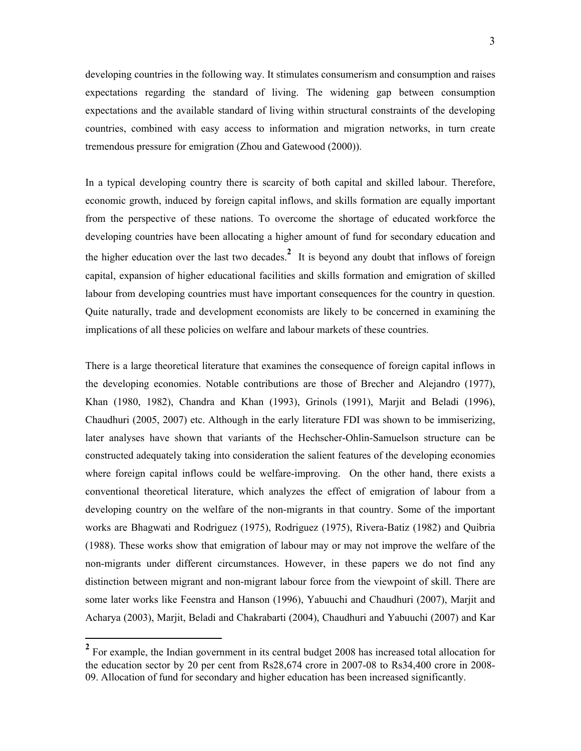developing countries in the following way. It stimulates consumerism and consumption and raises expectations regarding the standard of living. The widening gap between consumption expectations and the available standard of living within structural constraints of the developing countries, combined with easy access to information and migration networks, in turn create tremendous pressure for emigration (Zhou and Gatewood (2000)).

In a typical developing country there is scarcity of both capital and skilled labour. Therefore, economic growth, induced by foreign capital inflows, and skills formation are equally important from the perspective of these nations. To overcome the shortage of educated workforce the developing countries have been allocating a higher amount of fund for secondary education and the higher education over the last two decades.[2] It is beyond any doubt that inflows of foreign capital, expansion of higher educational facilities and skills formation and emigration of skilled labour from developing countries must have important consequences for the country in question. Quite naturally, trade and development economists are likely to be concerned in examining the implications of all these policies on welfare and labour markets of these countries.

There is a large theoretical literature that examines the consequence of foreign capital inflows in the developing economies. Notable contributions are those of Brecher and Alejandro (1977), Khan (1980, 1982), Chandra and Khan (1993), Grinols (1991), Marjit and Beladi (1996), Chaudhuri (2005, 2007) etc. Although in the early literature FDI was shown to be immiserizing, later analyses have shown that variants of the Hechscher-Ohlin-Samuelson structure can be constructed adequately taking into consideration the salient features of the developing economies where foreign capital inflows could be welfare-improving. On the other hand, there exists a conventional theoretical literature, which analyzes the effect of emigration of labour from a developing country on the welfare of the non-migrants in that country. Some of the important works are Bhagwati and Rodriguez (1975), Rodriguez (1975), Rivera-Batiz (1982) and Quibria (1988). These works show that emigration of labour may or may not improve the welfare of the non-migrants under different circumstances. However, in these papers we do not find any distinction between migrant and non-migrant labour force from the viewpoint of skill. There are some later works like Feenstra and Hanson (1996), Yabuuchi and Chaudhuri (2007), Marjit and Acharya (2003), Marjit, Beladi and Chakrabarti (2004), Chaudhuri and Yabuuchi (2007) and Kar

---

[2] For example, the Indian government in its central budget 2008 has increased total allocation for the education sector by 20 per cent from Rs28,674 crore in 2007-08 to Rs34,400 crore in 2008-09. Allocation of fund for secondary and higher education has been increased significantly.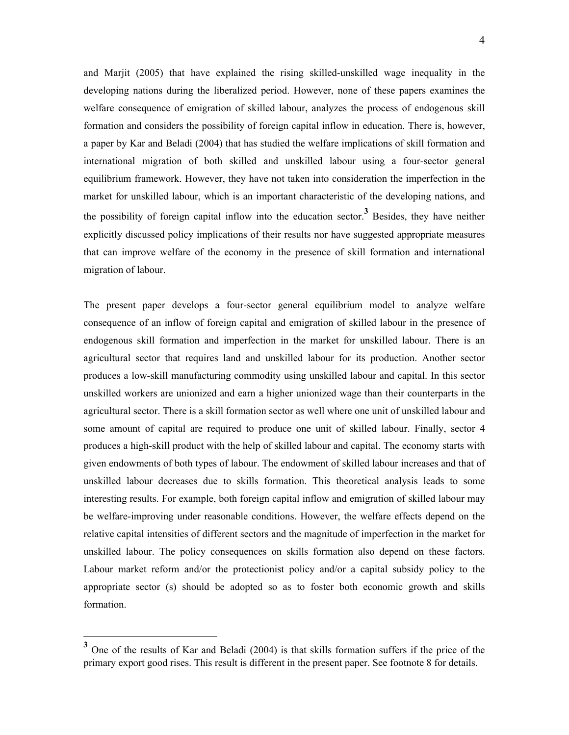and Marjit (2005) that have explained the rising skilled-unskilled wage inequality in the developing nations during the liberalized period. However, none of these papers examines the welfare consequence of emigration of skilled labour, analyzes the process of endogenous skill formation and considers the possibility of foreign capital inflow in education. There is, however, a paper by Kar and Beladi (2004) that has studied the welfare implications of skill formation and international migration of both skilled and unskilled labour using a four-sector general equilibrium framework. However, they have not taken into consideration the imperfection in the market for unskilled labour, which is an important characteristic of the developing nations, and the possibility of foreign capital inflow into the education sector.[3] Besides, they have neither explicitly discussed policy implications of their results nor have suggested appropriate measures that can improve welfare of the economy in the presence of skill formation and international migration of labour.

The present paper develops a four-sector general equilibrium model to analyze welfare consequence of an inflow of foreign capital and emigration of skilled labour in the presence of endogenous skill formation and imperfection in the market for unskilled labour. There is an agricultural sector that requires land and unskilled labour for its production. Another sector produces a low-skill manufacturing commodity using unskilled labour and capital. In this sector unskilled workers are unionized and earn a higher unionized wage than their counterparts in the agricultural sector. There is a skill formation sector as well where one unit of unskilled labour and some amount of capital are required to produce one unit of skilled labour. Finally, sector 4 produces a high-skill product with the help of skilled labour and capital. The economy starts with given endowments of both types of labour. The endowment of skilled labour increases and that of unskilled labour decreases due to skills formation. This theoretical analysis leads to some interesting results. For example, both foreign capital inflow and emigration of skilled labour may be welfare-improving under reasonable conditions. However, the welfare effects depend on the relative capital intensities of different sectors and the magnitude of imperfection in the market for unskilled labour. The policy consequences on skills formation also depend on these factors. Labour market reform and/or the protectionist policy and/or a capital subsidy policy to the appropriate sector (s) should be adopted so as to foster both economic growth and skills formation.

---

[3] One of the results of Kar and Beladi (2004) is that skills formation suffers if the price of the primary export good rises. This result is different in the present paper. See footnote 8 for details.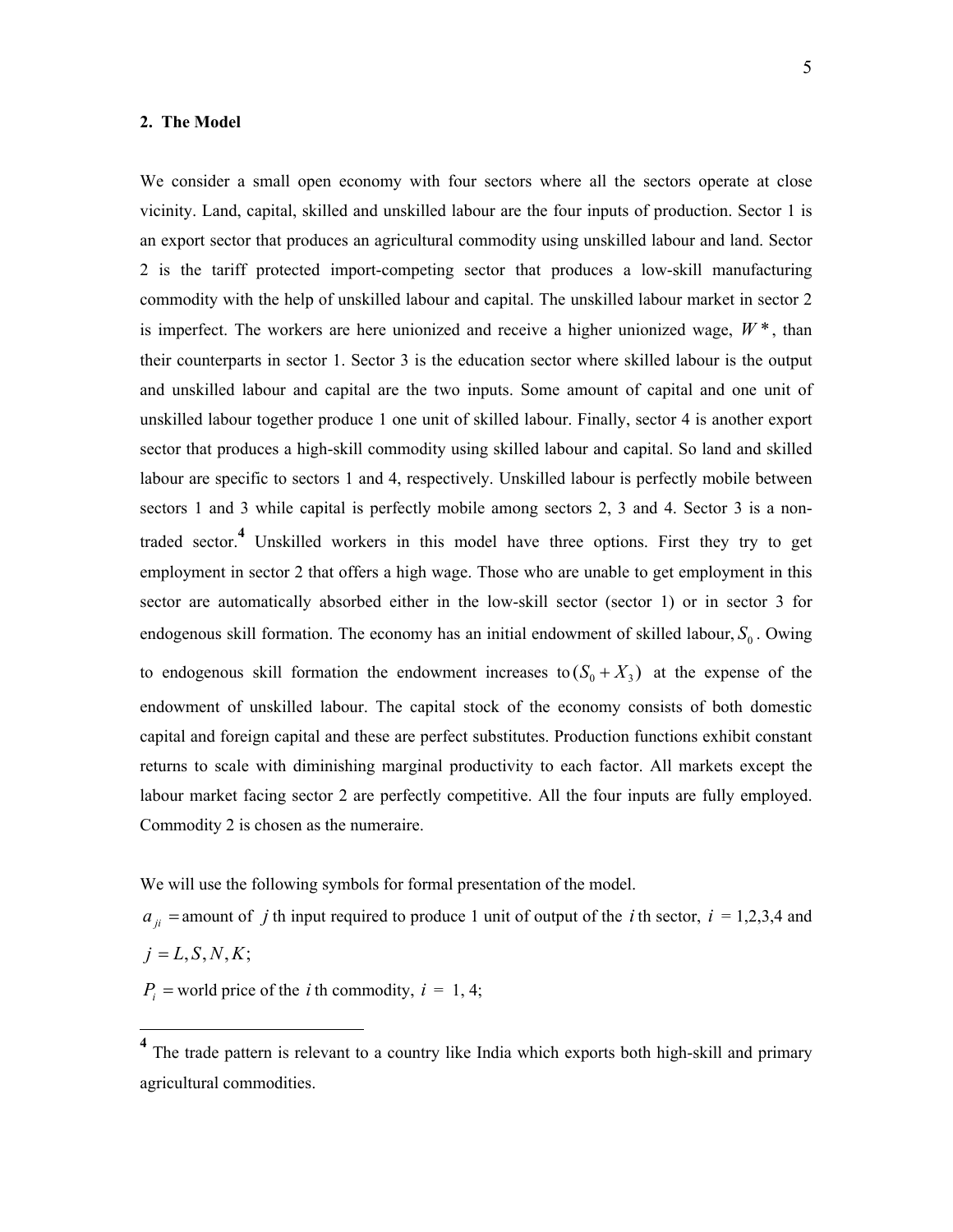## 2. The Model

We consider a small open economy with four sectors where all the sectors operate at close vicinity. Land, capital, skilled and unskilled labour are the four inputs of production. Sector 1 is an export sector that produces an agricultural commodity using unskilled labour and land. Sector 2 is the tariff protected import-competing sector that produces a low-skill manufacturing commodity with the help of unskilled labour and capital. The unskilled labour market in sector 2 is imperfect. The workers are here unionized and receive a higher unionized wage, $W^*$, than their counterparts in sector 1. Sector 3 is the education sector where skilled labour is the output and unskilled labour and capital are the two inputs. Some amount of capital and one unit of unskilled labour together produce 1 one unit of skilled labour. Finally, sector 4 is another export sector that produces a high-skill commodity using skilled labour and capital. So land and skilled labour are specific to sectors 1 and 4, respectively. Unskilled labour is perfectly mobile between sectors 1 and 3 while capital is perfectly mobile among sectors 2, 3 and 4. Sector 3 is a non-traded sector.[4] Unskilled workers in this model have three options. First they try to get employment in sector 2 that offers a high wage. Those who are unable to get employment in this sector are automatically absorbed either in the low-skill sector (sector 1) or in sector 3 for endogenous skill formation. The economy has an initial endowment of skilled labour, $S_0$. Owing to endogenous skill formation the endowment increases to $(S_0 + X_3)$ at the expense of the endowment of unskilled labour. The capital stock of the economy consists of both domestic capital and foreign capital and these are perfect substitutes. Production functions exhibit constant returns to scale with diminishing marginal productivity to each factor. All markets except the labour market facing sector 2 are perfectly competitive. All the four inputs are fully employed. Commodity 2 is chosen as the numeraire.

We will use the following symbols for formal presentation of the model.

$a_{ji}$ = amount of $j$ th input required to produce 1 unit of output of the $i$ th sector, $i$ = 1,2,3,4 and $j = L, S, N, K$;

$P_i$ = world price of the $i$ th commodity, $i$ = 1, 4;

---

[4] The trade pattern is relevant to a country like India which exports both high-skill and primary agricultural commodities.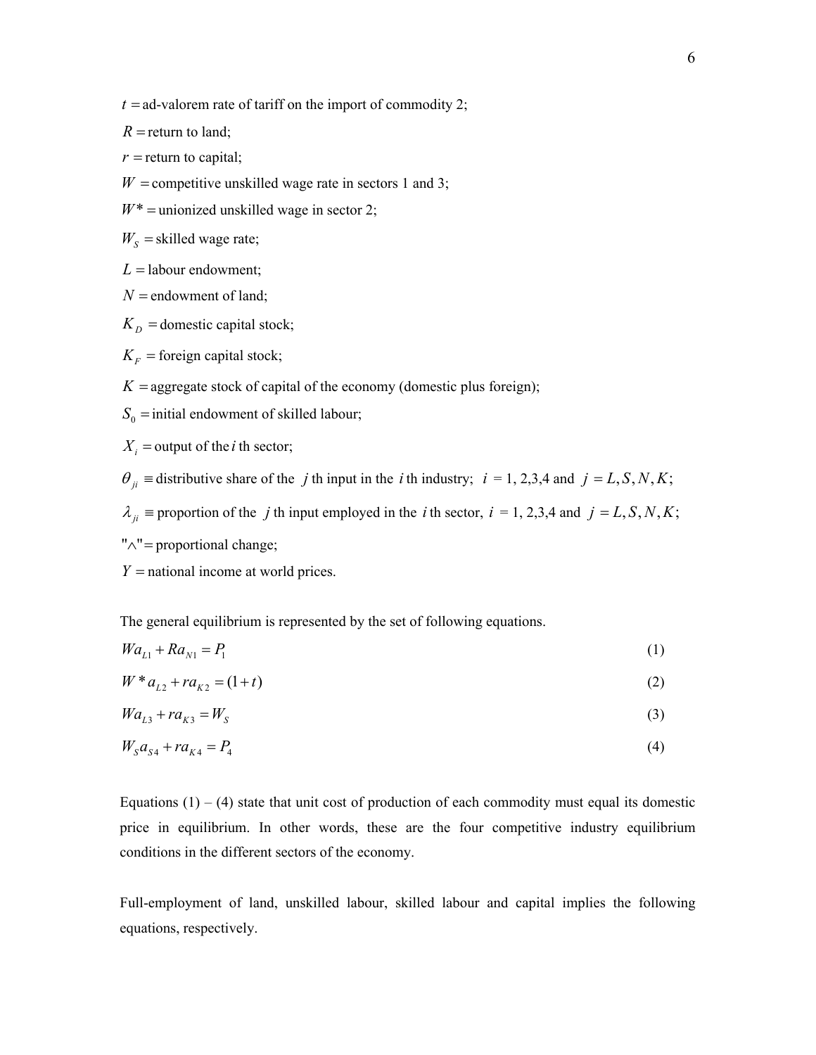$t =$ ad-valorem rate of tariff on the import of commodity 2;

$R =$ return to land;

$r =$ return to capital;

$W =$ competitive unskilled wage rate in sectors 1 and 3;

$W^* =$ unionized unskilled wage in sector 2;

$W_S =$ skilled wage rate;

$L =$ labour endowment;

$N =$ endowment of land;

$K_D =$ domestic capital stock;

$K_F =$ foreign capital stock;

$K =$ aggregate stock of capital of the economy (domestic plus foreign);

$S_0 =$ initial endowment of skilled labour;

$X_i =$ output of the $i$ th sector;

$\theta_{ji} \equiv$ distributive share of the $j$ th input in the $i$ th industry; $i$ = 1, 2,3,4 and $j = L, S, N, K$;

$\lambda_{ji} \equiv$ proportion of the $j$ th input employed in the $i$ th sector, $i$ = 1, 2,3,4 and $j = L, S, N, K$;

"$\wedge$" = proportional change;

$Y =$ national income at world prices.

The general equilibrium is represented by the set of following equations.

$$Wa_{L1} + Ra_{N1} = P_1 \tag{1}$$

$$W^* a_{L2} + ra_{K2} = (1+t) \tag{2}$$

$$Wa_{L3} + ra_{K3} = W_S \tag{3}$$

$$W_S a_{S4} + ra_{K4} = P_4 \tag{4}$$

Equations (1) – (4) state that unit cost of production of each commodity must equal its domestic price in equilibrium. In other words, these are the four competitive industry equilibrium conditions in the different sectors of the economy.

Full-employment of land, unskilled labour, skilled labour and capital implies the following equations, respectively.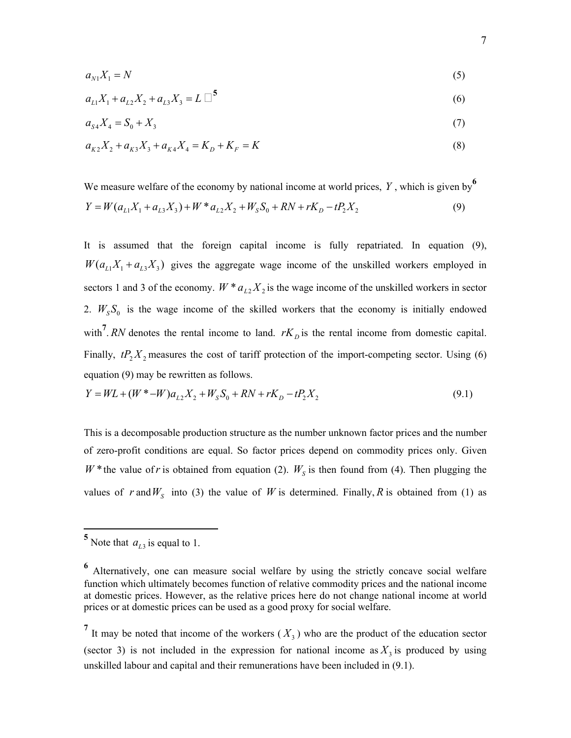$$a_{N1}X_1 = N \tag{5}$$

$$a_{L1}X_1 + a_{L2}X_2 + a_{L3}X_3 = L \quad \text{[5]} \tag{6}$$

$$a_{S4}X_4 = S_0 + X_3 \tag{7}$$

$$a_{K2}X_2 + a_{K3}X_3 + a_{K4}X_4 = K_D + K_F = K \tag{8}$$

We measure welfare of the economy by national income at world prices, $Y$, which is given by[6]

$$Y = W(a_{L1}X_1 + a_{L3}X_3) + W^* a_{L2}X_2 + W_S S_0 + RN + rK_D - tP_2X_2 \tag{9}$$

It is assumed that the foreign capital income is fully repatriated. In equation (9), $W(a_{L1}X_1 + a_{L3}X_3)$ gives the aggregate wage income of the unskilled workers employed in sectors 1 and 3 of the economy. $W^* a_{L2}X_2$ is the wage income of the unskilled workers in sector 2. $W_S S_0$ is the wage income of the skilled workers that the economy is initially endowed with[7]. $RN$ denotes the rental income to land. $rK_D$ is the rental income from domestic capital. Finally, $tP_2X_2$ measures the cost of tariff protection of the import-competing sector. Using (6) equation (9) may be rewritten as follows.

$$Y = WL + (W^* - W)a_{L2}X_2 + W_S S_0 + RN + rK_D - tP_2X_2 \tag{9.1}$$

This is a decomposable production structure as the number unknown factor prices and the number of zero-profit conditions are equal. So factor prices depend on commodity prices only. Given $W^*$ the value of $r$ is obtained from equation (2). $W_S$ is then found from (4). Then plugging the values of $r$ and $W_S$ into (3) the value of $W$ is determined. Finally, $R$ is obtained from (1) as

---

[5] Note that $a_{L3}$ is equal to 1.

[6] Alternatively, one can measure social welfare by using the strictly concave social welfare function which ultimately becomes function of relative commodity prices and the national income at domestic prices. However, as the relative prices here do not change national income at world prices or at domestic prices can be used as a good proxy for social welfare.

[7] It may be noted that income of the workers ($X_3$) who are the product of the education sector (sector 3) is not included in the expression for national income as $X_3$ is produced by using unskilled labour and capital and their remunerations have been included in (9.1).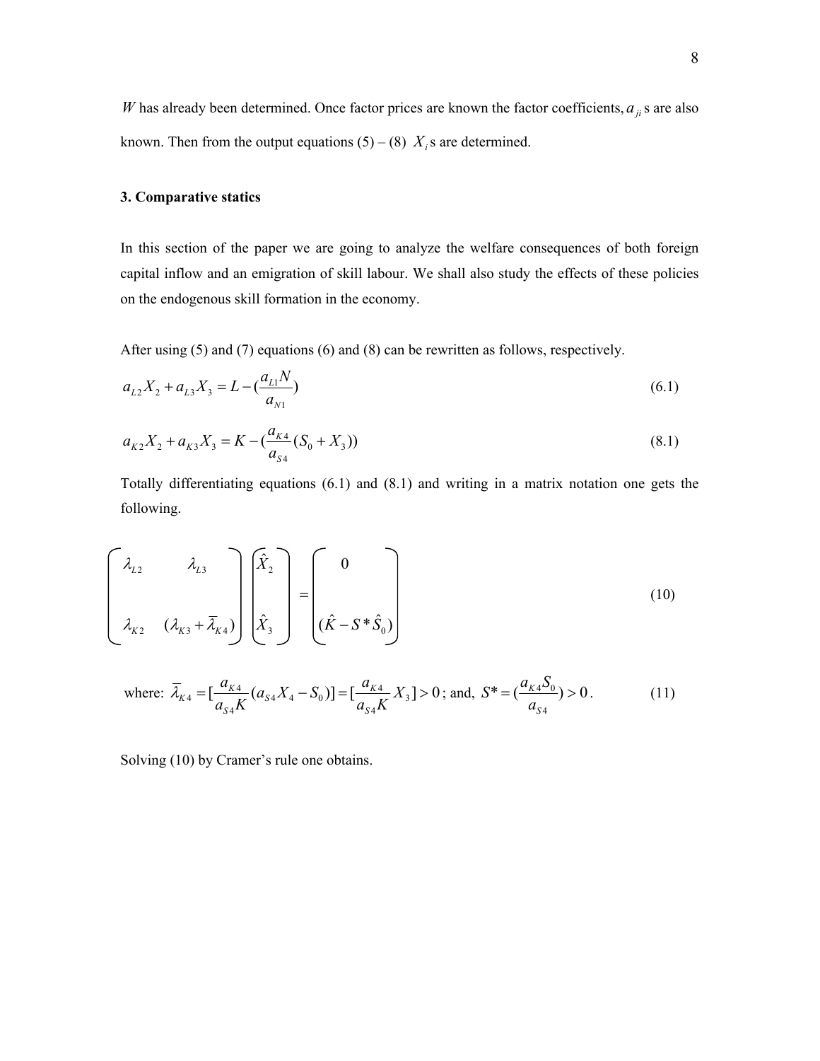$W$ has already been determined. Once factor prices are known the factor coefficients, $a_{ji}$ s are also known. Then from the output equations (5) – (8) $X_i$ s are determined.

### 3. Comparative statics

In this section of the paper we are going to analyze the welfare consequences of both foreign capital inflow and an emigration of skill labour. We shall also study the effects of these policies on the endogenous skill formation in the economy.

After using (5) and (7) equations (6) and (8) can be rewritten as follows, respectively.

$$a_{L2}X_2 + a_{L3}X_3 = L - (\frac{a_{L1}N}{a_{N1}}) \tag{6.1}$$

$$a_{K2}X_2 + a_{K3}X_3 = K - (\frac{a_{K4}}{a_{S4}}(S_0 + X_3)) \tag{8.1}$$

Totally differentiating equations (6.1) and (8.1) and writing in a matrix notation one gets the following.

$$\begin{bmatrix} \lambda_{L2} & \lambda_{L3} \\ \lambda_{K2} & (\lambda_{K3} + \overline{\lambda}_{K4}) \end{bmatrix} \begin{bmatrix} \hat{X}_2 \\ \hat{X}_3 \end{bmatrix} = \begin{bmatrix} 0 \\ (\hat{K} - S^* \hat{S}_0) \end{bmatrix} \tag{10}$$

$$\text{where: } \overline{\lambda}_{K4} = [\frac{a_{K4}}{a_{S4}K}(a_{S4}X_4 - S_0)] = [\frac{a_{K4}}{a_{S4}K}X_3] > 0\text{; and, } S^* = (\frac{a_{K4}S_0}{a_{S4}}) > 0. \tag{11}$$

Solving (10) by Cramer's rule one obtains.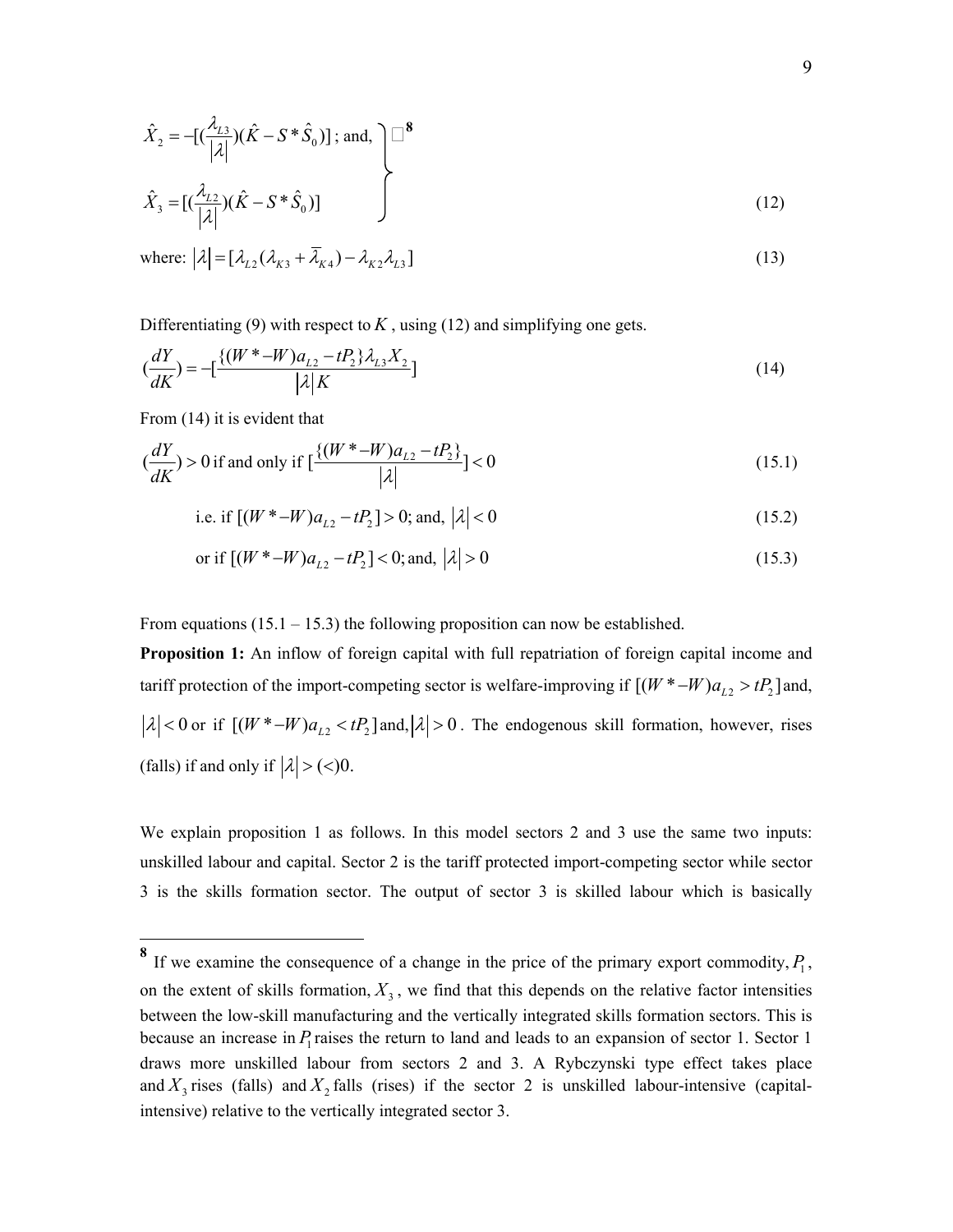$$\hat{X}_2 = -[(\frac{\lambda_{L3}}{|\lambda|})(\hat{K} - S^*\hat{S}_0)] \text{ ; and, } \quad \text{[8]}$$

$$\hat{X}_3 = [(\frac{\lambda_{L2}}{|\lambda|})(\hat{K} - S^*\hat{S}_0)] \tag{12}$$

$$\text{where: } |\lambda| = [\lambda_{L2}(\lambda_{K3} + \overline{\lambda}_{K4}) - \lambda_{K2}\lambda_{L3}] \tag{13}$$

Differentiating (9) with respect to $K$, using (12) and simplifying one gets.

$$(\frac{dY}{dK}) = -[\frac{\{(W^* - W)a_{L2} - tP_2\}\lambda_{L3}X_2}{|\lambda| K}] \tag{14}$$

From (14) it is evident that

$$(\frac{dY}{dK}) > 0 \text{ if and only if } [\frac{\{(W^* - W)a_{L2} - tP_2\}}{|\lambda|}] < 0 \tag{15.1}$$

$$\text{i.e. if } [(W^* - W)a_{L2} - tP_2] > 0; \text{ and, } |\lambda| < 0 \tag{15.2}$$

$$\text{or if } [(W^* - W)a_{L2} - tP_2] < 0; \text{ and, } |\lambda| > 0 \tag{15.3}$$

From equations (15.1 – 15.3) the following proposition can now be established.

**Proposition 1:** An inflow of foreign capital with full repatriation of foreign capital income and tariff protection of the import-competing sector is welfare-improving if $[(W^* - W)a_{L2} > tP_2]$ and, $|\lambda| < 0$ or if $[(W^* - W)a_{L2} < tP_2]$ and, $|\lambda| > 0$. The endogenous skill formation, however, rises (falls) if and only if $|\lambda| > (<) 0$.

We explain proposition 1 as follows. In this model sectors 2 and 3 use the same two inputs: unskilled labour and capital. Sector 2 is the tariff protected import-competing sector while sector 3 is the skills formation sector. The output of sector 3 is skilled labour which is basically

---

[8] If we examine the consequence of a change in the price of the primary export commodity, $P_1$, on the extent of skills formation, $X_3$, we find that this depends on the relative factor intensities between the low-skill manufacturing and the vertically integrated skills formation sectors. This is because an increase in $P_1$ raises the return to land and leads to an expansion of sector 1. Sector 1 draws more unskilled labour from sectors 2 and 3. A Rybczynski type effect takes place and $X_3$ rises (falls) and $X_2$ falls (rises) if the sector 2 is unskilled labour-intensive (capital-intensive) relative to the vertically integrated sector 3.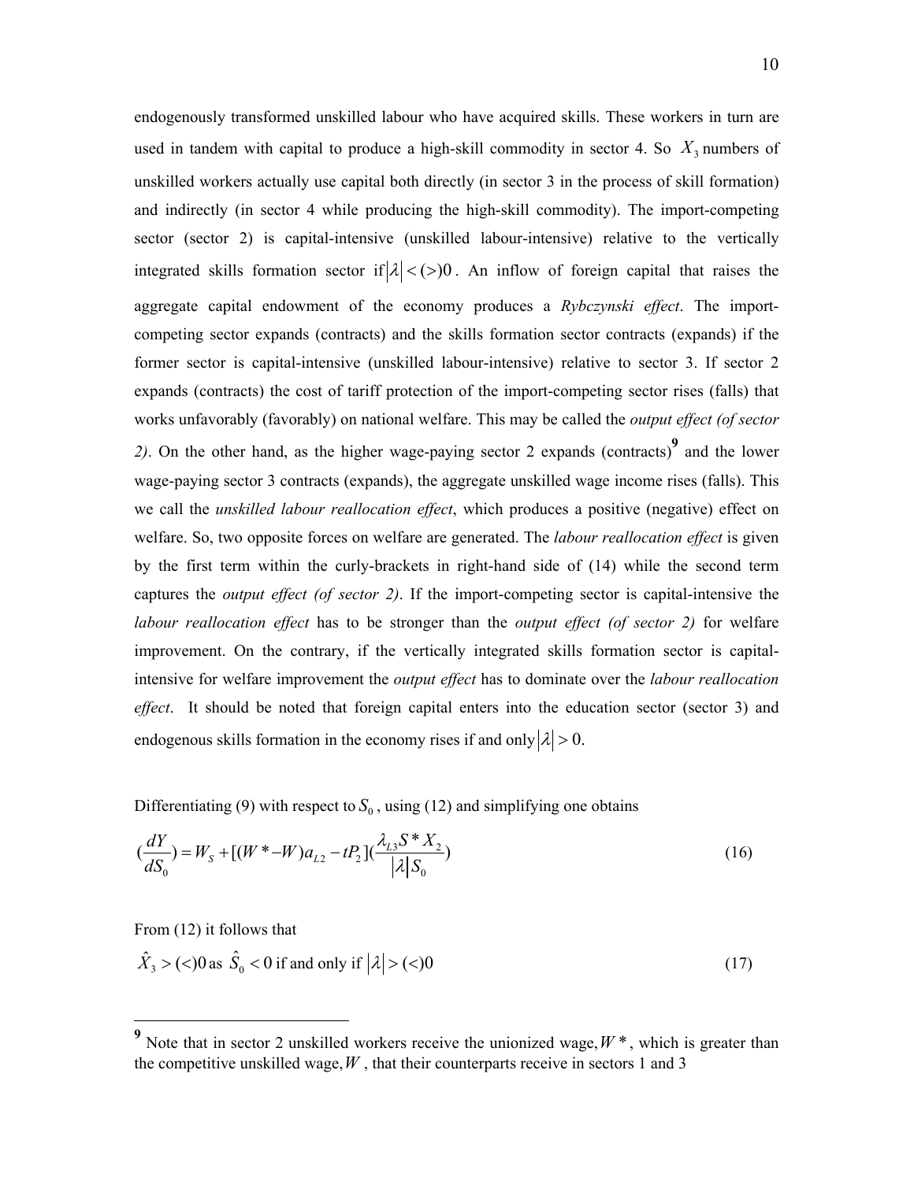endogenously transformed unskilled labour who have acquired skills. These workers in turn are used in tandem with capital to produce a high-skill commodity in sector 4. So $X_3$ numbers of unskilled workers actually use capital both directly (in sector 3 in the process of skill formation) and indirectly (in sector 4 while producing the high-skill commodity). The import-competing sector (sector 2) is capital-intensive (unskilled labour-intensive) relative to the vertically integrated skills formation sector if $|\lambda| < (>) 0$. An inflow of foreign capital that raises the aggregate capital endowment of the economy produces a *Rybczynski effect*. The import-competing sector expands (contracts) and the skills formation sector contracts (expands) if the former sector is capital-intensive (unskilled labour-intensive) relative to sector 3. If sector 2 expands (contracts) the cost of tariff protection of the import-competing sector rises (falls) that works unfavorably (favorably) on national welfare. This may be called the *output effect (of sector 2)*. On the other hand, as the higher wage-paying sector 2 expands (contracts)[9] and the lower wage-paying sector 3 contracts (expands), the aggregate unskilled wage income rises (falls). This we call the *unskilled labour reallocation effect*, which produces a positive (negative) effect on welfare. So, two opposite forces on welfare are generated. The *labour reallocation effect* is given by the first term within the curly-brackets in right-hand side of (14) while the second term captures the *output effect (of sector 2)*. If the import-competing sector is capital-intensive the *labour reallocation effect* has to be stronger than the *output effect (of sector 2)* for welfare improvement. On the contrary, if the vertically integrated skills formation sector is capital-intensive for welfare improvement the *output effect* has to dominate over the *labour reallocation effect*. It should be noted that foreign capital enters into the education sector (sector 3) and endogenous skills formation in the economy rises if and only $|\lambda| > 0$.

Differentiating (9) with respect to $S_0$, using (12) and simplifying one obtains

$$(\frac{dY}{dS_0}) = W_S + [(W^* - W)a_{L2} - tP_2](\frac{\lambda_{L3} S^* X_2}{|\lambda| S_0}) \tag{16}$$

From (12) it follows that

$$\hat{X}_3 > (<) 0 \text{ as } \hat{S}_0 < 0 \text{ if and only if } |\lambda| > (<) 0 \tag{17}$$

[9] Note that in sector 2 unskilled workers receive the unionized wage, $W^*$, which is greater than the competitive unskilled wage, $W$, that their counterparts receive in sectors 1 and 3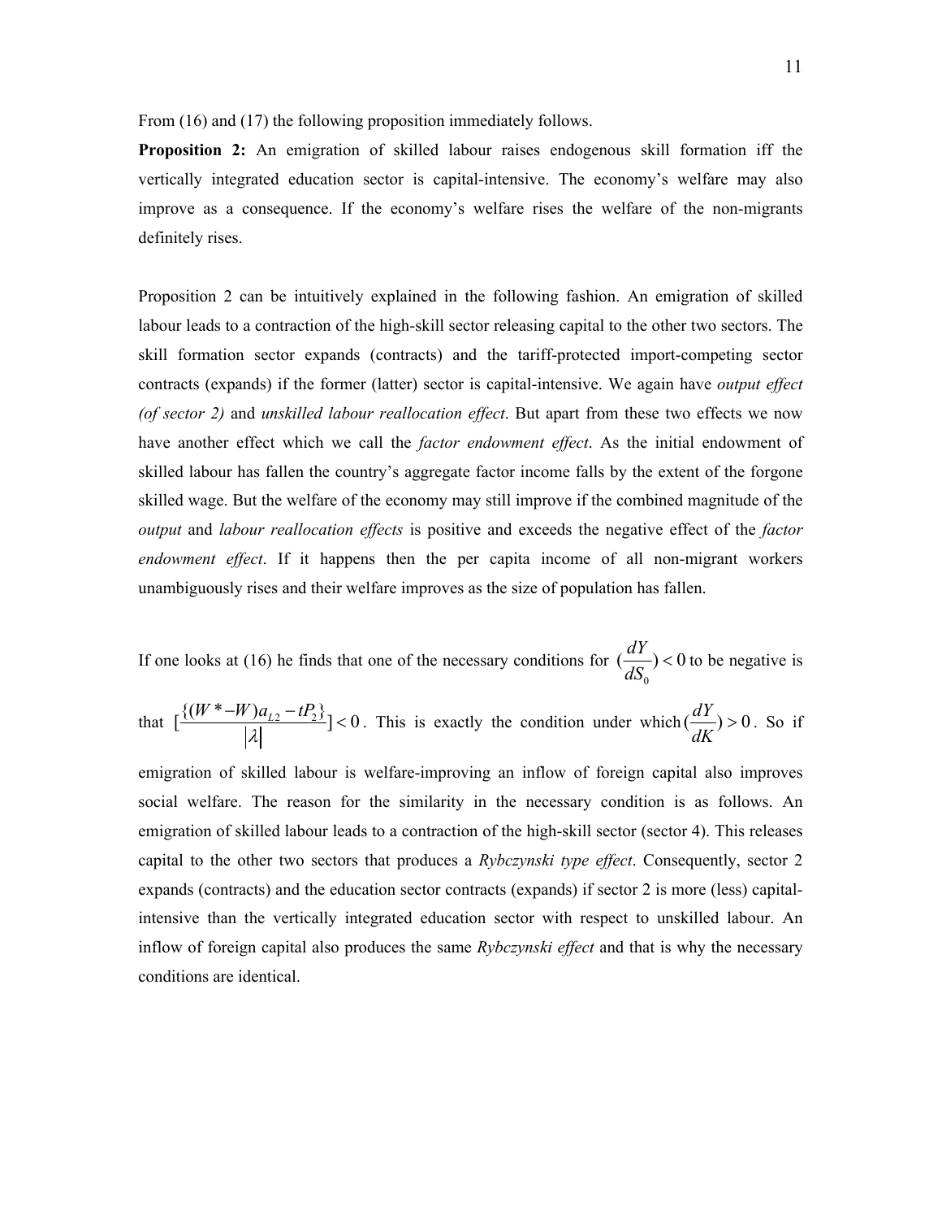From (16) and (17) the following proposition immediately follows.

**Proposition 2:** An emigration of skilled labour raises endogenous skill formation iff the vertically integrated education sector is capital-intensive. The economy's welfare may also improve as a consequence. If the economy's welfare rises the welfare of the non-migrants definitely rises.

Proposition 2 can be intuitively explained in the following fashion. An emigration of skilled labour leads to a contraction of the high-skill sector releasing capital to the other two sectors. The skill formation sector expands (contracts) and the tariff-protected import-competing sector contracts (expands) if the former (latter) sector is capital-intensive. We again have *output effect (of sector 2)* and *unskilled labour reallocation effect*. But apart from these two effects we now have another effect which we call the *factor endowment effect*. As the initial endowment of skilled labour has fallen the country's aggregate factor income falls by the extent of the forgone skilled wage. But the welfare of the economy may still improve if the combined magnitude of the *output* and *labour reallocation effects* is positive and exceeds the negative effect of the *factor endowment effect*. If it happens then the per capita income of all non-migrant workers unambiguously rises and their welfare improves as the size of population has fallen.

If one looks at (16) he finds that one of the necessary conditions for $(\frac{dY}{dS_0}) < 0$ to be negative is that $[\frac{\{(W^* - W)a_{L2} - tP_2\}}{|\lambda|}] < 0$. This is exactly the condition under which $(\frac{dY}{dK}) > 0$. So if emigration of skilled labour is welfare-improving an inflow of foreign capital also improves social welfare. The reason for the similarity in the necessary condition is as follows. An emigration of skilled labour leads to a contraction of the high-skill sector (sector 4). This releases capital to the other two sectors that produces a *Rybczynski type effect*. Consequently, sector 2 expands (contracts) and the education sector contracts (expands) if sector 2 is more (less) capital-intensive than the vertically integrated education sector with respect to unskilled labour. An inflow of foreign capital also produces the same *Rybczynski effect* and that is why the necessary conditions are identical.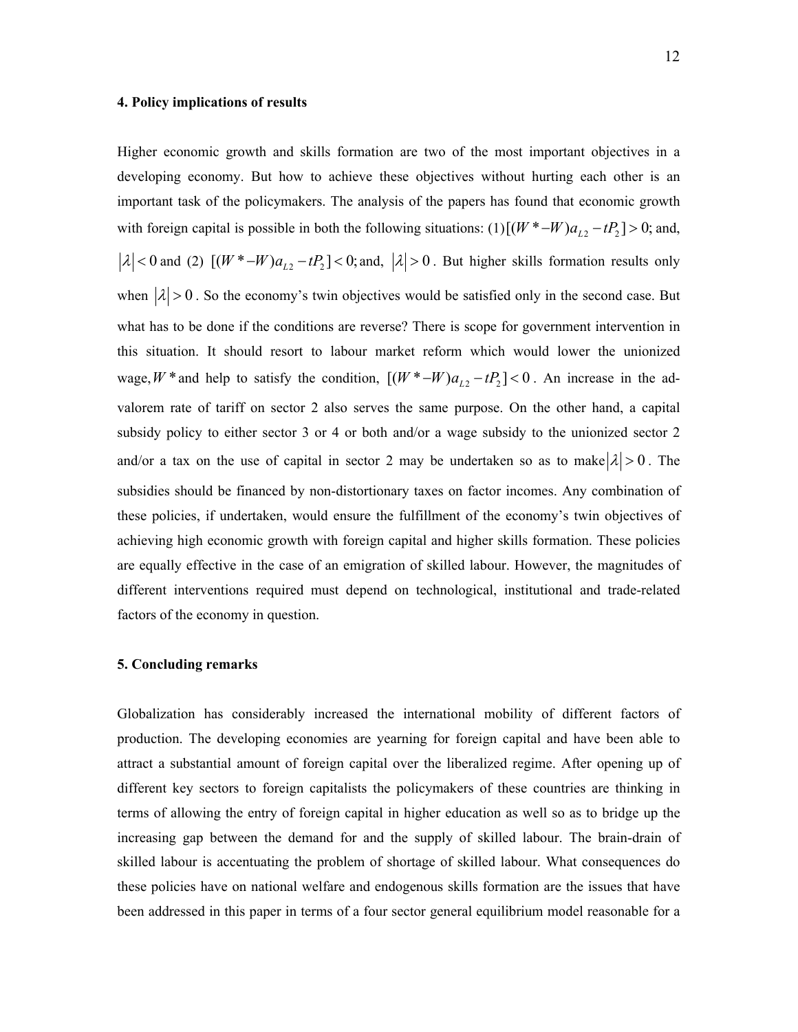## 4. Policy implications of results

Higher economic growth and skills formation are two of the most important objectives in a developing economy. But how to achieve these objectives without hurting each other is an important task of the policymakers. The analysis of the papers has found that economic growth with foreign capital is possible in both the following situations: (1) $[(W^* - W)a_{L2} - tP_2] > 0$; and, $|\lambda| < 0$ and (2) $[(W^* - W)a_{L2} - tP_2] < 0$; and, $|\lambda| > 0$. But higher skills formation results only when $|\lambda| > 0$. So the economy's twin objectives would be satisfied only in the second case. But what has to be done if the conditions are reverse? There is scope for government intervention in this situation. It should resort to labour market reform which would lower the unionized wage, $W^*$ and help to satisfy the condition, $[(W^* - W)a_{L2} - tP_2] < 0$. An increase in the ad-valorem rate of tariff on sector 2 also serves the same purpose. On the other hand, a capital subsidy policy to either sector 3 or 4 or both and/or a wage subsidy to the unionized sector 2 and/or a tax on the use of capital in sector 2 may be undertaken so as to make $|\lambda| > 0$. The subsidies should be financed by non-distortionary taxes on factor incomes. Any combination of these policies, if undertaken, would ensure the fulfillment of the economy's twin objectives of achieving high economic growth with foreign capital and higher skills formation. These policies are equally effective in the case of an emigration of skilled labour. However, the magnitudes of different interventions required must depend on technological, institutional and trade-related factors of the economy in question.

## 5. Concluding remarks

Globalization has considerably increased the international mobility of different factors of production. The developing economies are yearning for foreign capital and have been able to attract a substantial amount of foreign capital over the liberalized regime. After opening up of different key sectors to foreign capitalists the policymakers of these countries are thinking in terms of allowing the entry of foreign capital in higher education as well so as to bridge up the increasing gap between the demand for and the supply of skilled labour. The brain-drain of skilled labour is accentuating the problem of shortage of skilled labour. What consequences do these policies have on national welfare and endogenous skills formation are the issues that have been addressed in this paper in terms of a four sector general equilibrium model reasonable for a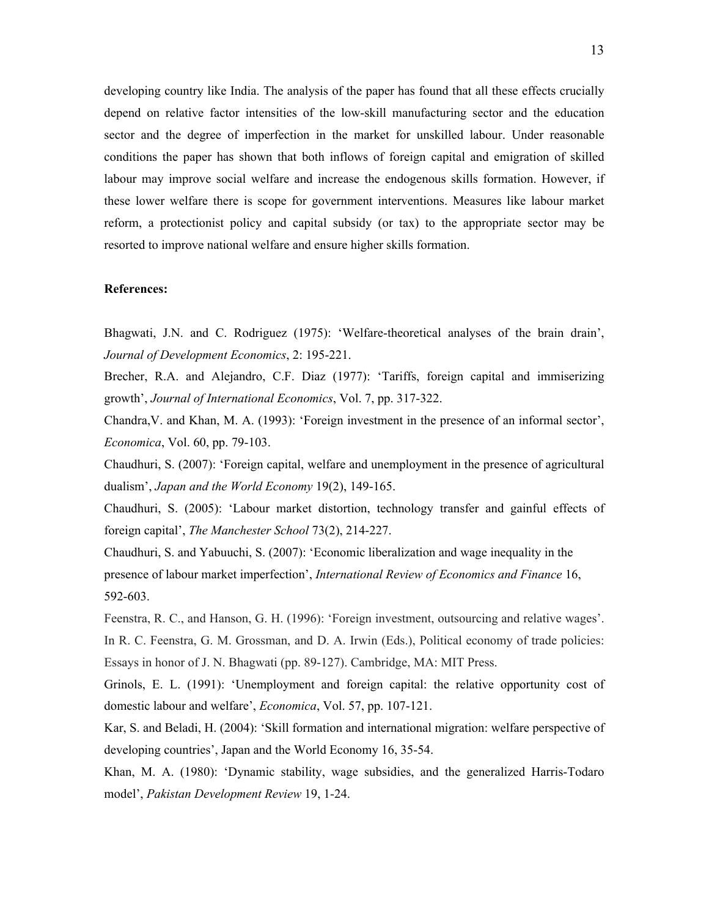developing country like India. The analysis of the paper has found that all these effects crucially depend on relative factor intensities of the low-skill manufacturing sector and the education sector and the degree of imperfection in the market for unskilled labour. Under reasonable conditions the paper has shown that both inflows of foreign capital and emigration of skilled labour may improve social welfare and increase the endogenous skills formation. However, if these lower welfare there is scope for government interventions. Measures like labour market reform, a protectionist policy and capital subsidy (or tax) to the appropriate sector may be resorted to improve national welfare and ensure higher skills formation.

**References:**

Bhagwati, J.N. and C. Rodriguez (1975): 'Welfare-theoretical analyses of the brain drain', *Journal of Development Economics*, 2: 195-221.

Brecher, R.A. and Alejandro, C.F. Diaz (1977): 'Tariffs, foreign capital and immiserizing growth', *Journal of International Economics*, Vol. 7, pp. 317-322.

Chandra,V. and Khan, M. A. (1993): 'Foreign investment in the presence of an informal sector', *Economica*, Vol. 60, pp. 79-103.

Chaudhuri, S. (2007): 'Foreign capital, welfare and unemployment in the presence of agricultural dualism', *Japan and the World Economy* 19(2), 149-165.

Chaudhuri, S. (2005): 'Labour market distortion, technology transfer and gainful effects of foreign capital', *The Manchester School* 73(2), 214-227.

Chaudhuri, S. and Yabuuchi, S. (2007): 'Economic liberalization and wage inequality in the presence of labour market imperfection', *International Review of Economics and Finance* 16, 592-603.

Feenstra, R. C., and Hanson, G. H. (1996): 'Foreign investment, outsourcing and relative wages'. In R. C. Feenstra, G. M. Grossman, and D. A. Irwin (Eds.), Political economy of trade policies: Essays in honor of J. N. Bhagwati (pp. 89-127). Cambridge, MA: MIT Press.

Grinols, E. L. (1991): 'Unemployment and foreign capital: the relative opportunity cost of domestic labour and welfare', *Economica*, Vol. 57, pp. 107-121.

Kar, S. and Beladi, H. (2004): 'Skill formation and international migration: welfare perspective of developing countries', Japan and the World Economy 16, 35-54.

Khan, M. A. (1980): 'Dynamic stability, wage subsidies, and the generalized Harris-Todaro model', *Pakistan Development Review* 19, 1-24.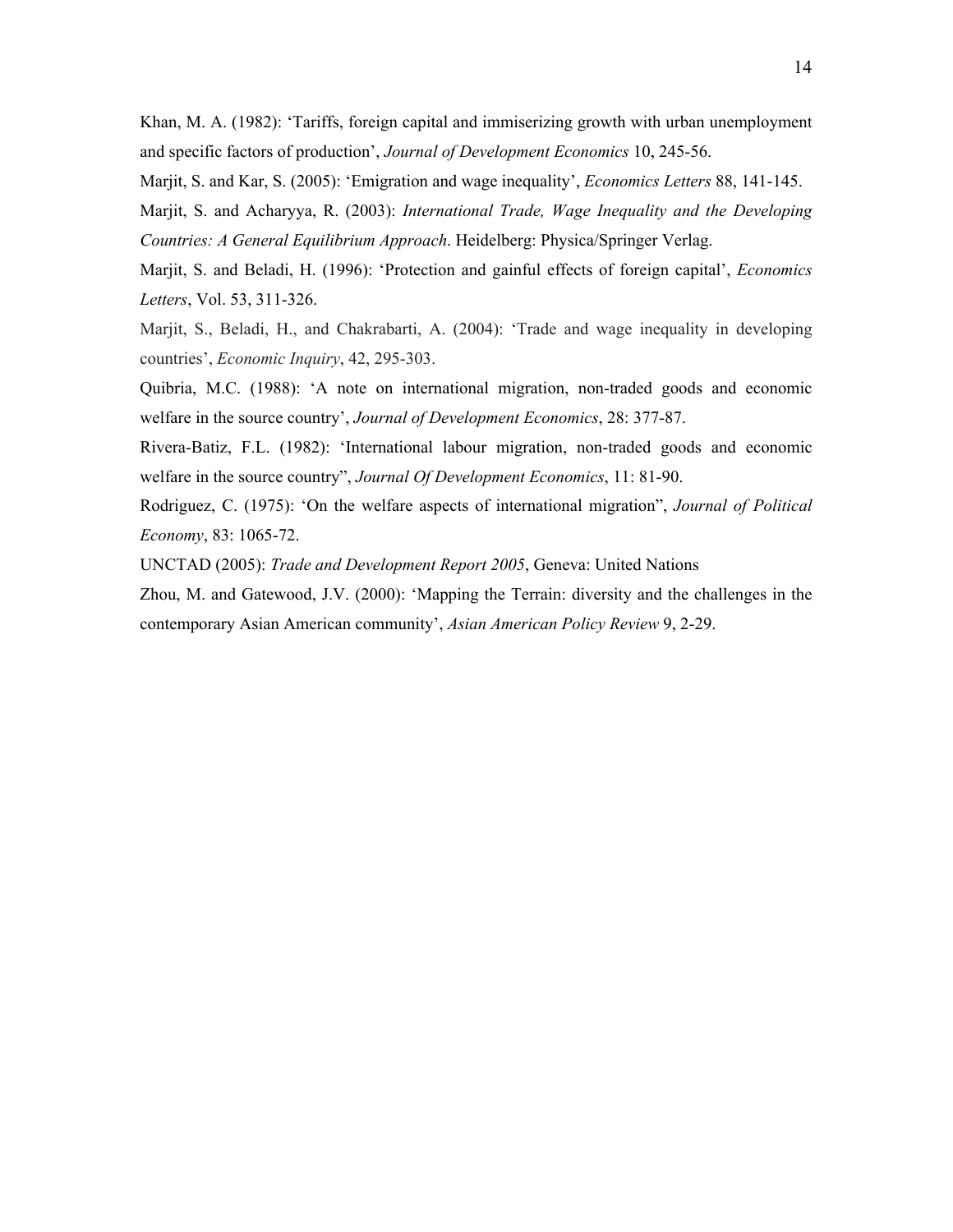Khan, M. A. (1982): 'Tariffs, foreign capital and immiserizing growth with urban unemployment and specific factors of production', *Journal of Development Economics* 10, 245-56.

Marjit, S. and Kar, S. (2005): 'Emigration and wage inequality', *Economics Letters* 88, 141-145.

Marjit, S. and Acharyya, R. (2003): *International Trade, Wage Inequality and the Developing Countries: A General Equilibrium Approach*. Heidelberg: Physica/Springer Verlag.

Marjit, S. and Beladi, H. (1996): 'Protection and gainful effects of foreign capital', *Economics Letters*, Vol. 53, 311-326.

Marjit, S., Beladi, H., and Chakrabarti, A. (2004): 'Trade and wage inequality in developing countries', *Economic Inquiry*, 42, 295-303.

Quibria, M.C. (1988): 'A note on international migration, non-traded goods and economic welfare in the source country', *Journal of Development Economics*, 28: 377-87.

Rivera-Batiz, F.L. (1982): 'International labour migration, non-traded goods and economic welfare in the source country", *Journal Of Development Economics*, 11: 81-90.

Rodriguez, C. (1975): 'On the welfare aspects of international migration", *Journal of Political Economy*, 83: 1065-72.

UNCTAD (2005): *Trade and Development Report 2005*, Geneva: United Nations

Zhou, M. and Gatewood, J.V. (2000): 'Mapping the Terrain: diversity and the challenges in the contemporary Asian American community', *Asian American Policy Review* 9, 2-29.